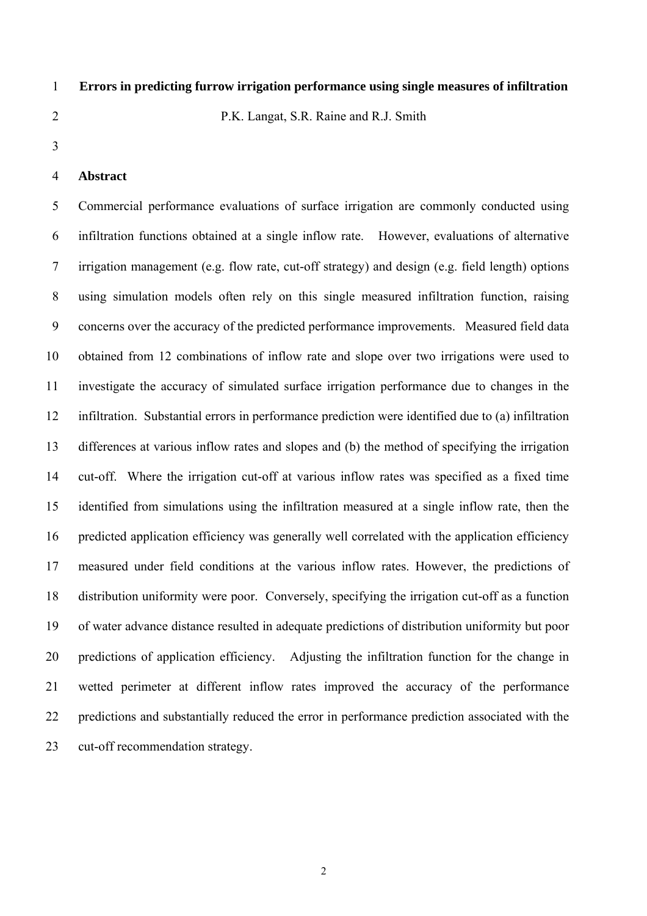# Errors in predicting furrow irrigation performance using single measures of infiltration

P.K. Langat, S.R. Raine and R.J. Smith

## Abstract

Commercial performance evaluations of surface irrigation are commonly conducted using infiltration functions obtained at a single inflow rate. However, evaluations of alternative irrigation management (e.g. flow rate, cut-off strategy) and design (e.g. field length) options using simulation models often rely on this single measured infiltration function, raising concerns over the accuracy of the predicted performance improvements. Measured field data obtained from 12 combinations of inflow rate and slope over two irrigations were used to investigate the accuracy of simulated surface irrigation performance due to changes in the infiltration. Substantial errors in performance prediction were identified due to (a) infiltration differences at various inflow rates and slopes and (b) the method of specifying the irrigation cut-off. Where the irrigation cut-off at various inflow rates was specified as a fixed time identified from simulations using the infiltration measured at a single inflow rate, then the predicted application efficiency was generally well correlated with the application efficiency measured under field conditions at the various inflow rates. However, the predictions of distribution uniformity were poor. Conversely, specifying the irrigation cut-off as a function of water advance distance resulted in adequate predictions of distribution uniformity but poor predictions of application efficiency. Adjusting the infiltration function for the change in wetted perimeter at different inflow rates improved the accuracy of the performance predictions and substantially reduced the error in performance prediction associated with the cut-off recommendation strategy.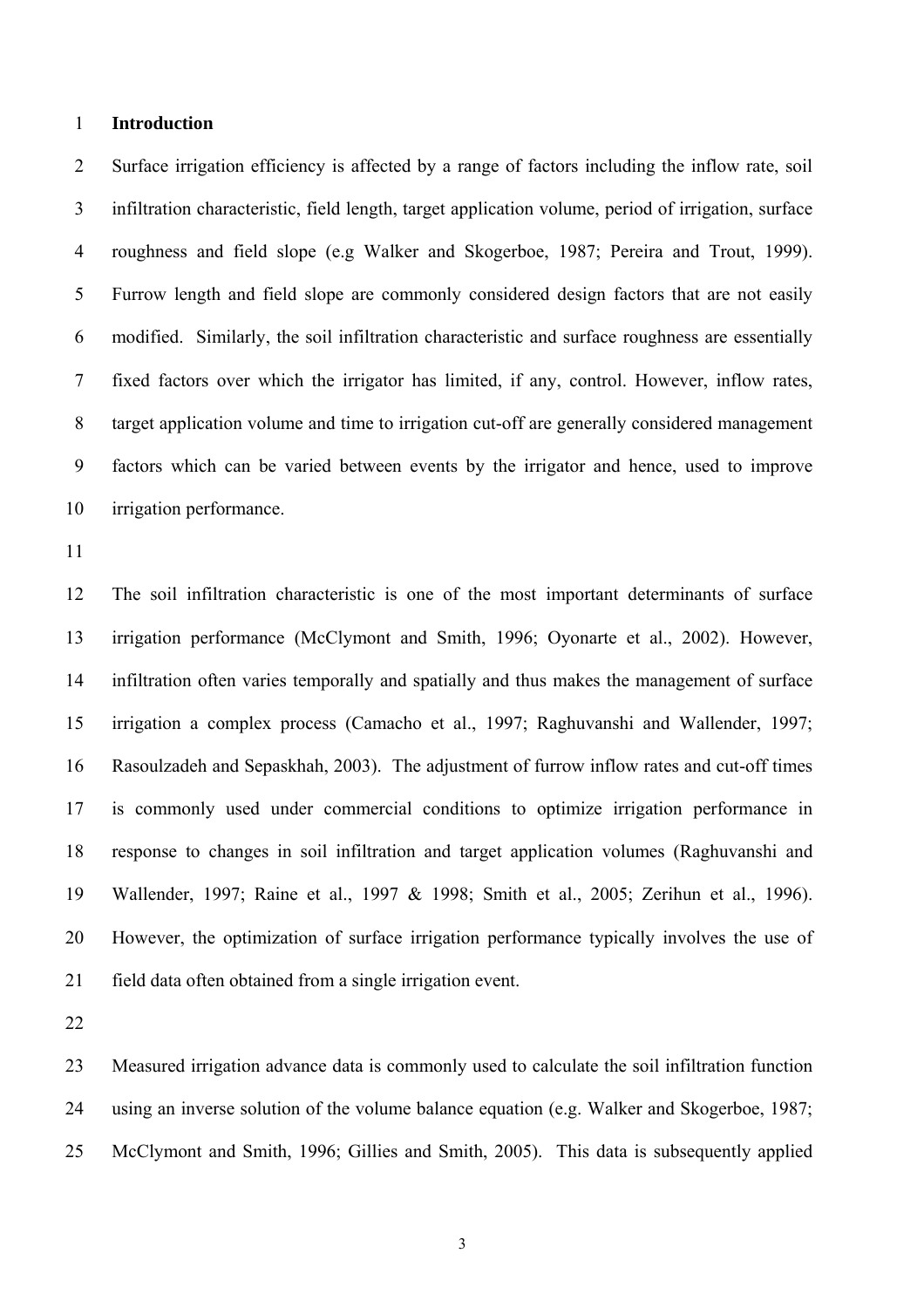## Introduction

Surface irrigation efficiency is affected by a range of factors including the inflow rate, soil infiltration characteristic, field length, target application volume, period of irrigation, surface roughness and field slope (e.g Walker and Skogerboe, 1987; Pereira and Trout, 1999). Furrow length and field slope are commonly considered design factors that are not easily modified. Similarly, the soil infiltration characteristic and surface roughness are essentially fixed factors over which the irrigator has limited, if any, control. However, inflow rates, target application volume and time to irrigation cut-off are generally considered management factors which can be varied between events by the irrigator and hence, used to improve irrigation performance.

The soil infiltration characteristic is one of the most important determinants of surface irrigation performance (McClymont and Smith, 1996; Oyonarte et al., 2002). However, infiltration often varies temporally and spatially and thus makes the management of surface irrigation a complex process (Camacho et al., 1997; Raghuvanshi and Wallender, 1997; Rasoulzadeh and Sepaskhah, 2003). The adjustment of furrow inflow rates and cut-off times is commonly used under commercial conditions to optimize irrigation performance in response to changes in soil infiltration and target application volumes (Raghuvanshi and Wallender, 1997; Raine et al., 1997 & 1998; Smith et al., 2005; Zerihun et al., 1996). However, the optimization of surface irrigation performance typically involves the use of field data often obtained from a single irrigation event.

Measured irrigation advance data is commonly used to calculate the soil infiltration function using an inverse solution of the volume balance equation (e.g. Walker and Skogerboe, 1987; McClymont and Smith, 1996; Gillies and Smith, 2005). This data is subsequently applied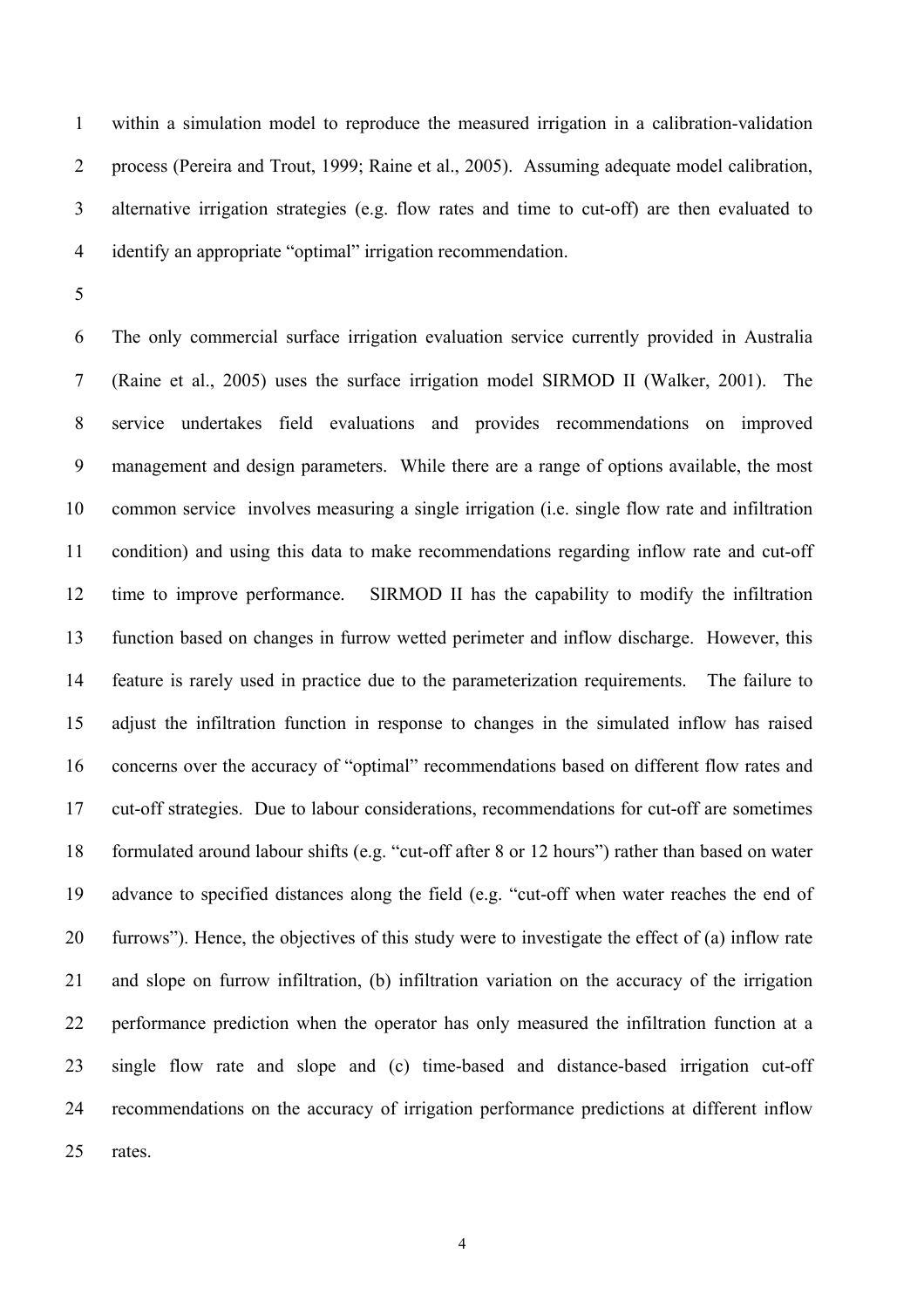within a simulation model to reproduce the measured irrigation in a calibration-validation process (Pereira and Trout, 1999; Raine et al., 2005). Assuming adequate model calibration, alternative irrigation strategies (e.g. flow rates and time to cut-off) are then evaluated to identify an appropriate "optimal" irrigation recommendation.

The only commercial surface irrigation evaluation service currently provided in Australia (Raine et al., 2005) uses the surface irrigation model SIRMOD II (Walker, 2001). The service undertakes field evaluations and provides recommendations on improved management and design parameters. While there are a range of options available, the most common service involves measuring a single irrigation (i.e. single flow rate and infiltration condition) and using this data to make recommendations regarding inflow rate and cut-off time to improve performance. SIRMOD II has the capability to modify the infiltration function based on changes in furrow wetted perimeter and inflow discharge. However, this feature is rarely used in practice due to the parameterization requirements. The failure to adjust the infiltration function in response to changes in the simulated inflow has raised concerns over the accuracy of "optimal" recommendations based on different flow rates and cut-off strategies. Due to labour considerations, recommendations for cut-off are sometimes formulated around labour shifts (e.g. "cut-off after 8 or 12 hours") rather than based on water advance to specified distances along the field (e.g. "cut-off when water reaches the end of furrows"). Hence, the objectives of this study were to investigate the effect of (a) inflow rate and slope on furrow infiltration, (b) infiltration variation on the accuracy of the irrigation performance prediction when the operator has only measured the infiltration function at a single flow rate and slope and (c) time-based and distance-based irrigation cut-off recommendations on the accuracy of irrigation performance predictions at different inflow rates.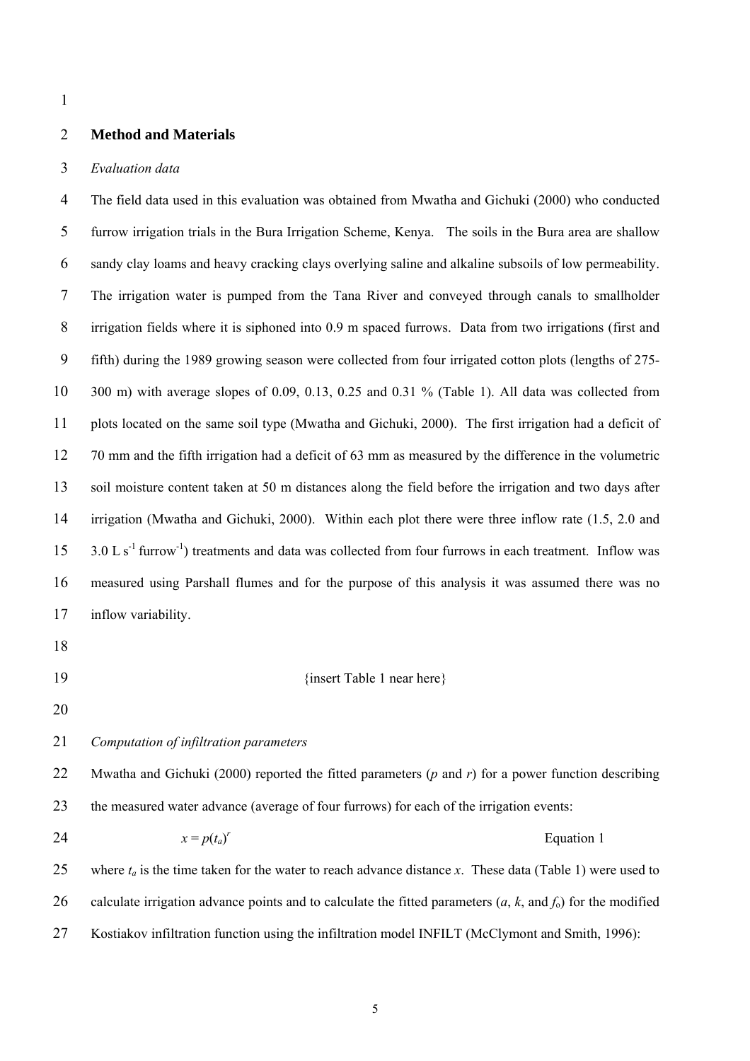## Method and Materials

### *Evaluation data*

The field data used in this evaluation was obtained from Mwatha and Gichuki (2000) who conducted furrow irrigation trials in the Bura Irrigation Scheme, Kenya. The soils in the Bura area are shallow sandy clay loams and heavy cracking clays overlying saline and alkaline subsoils of low permeability. The irrigation water is pumped from the Tana River and conveyed through canals to smallholder irrigation fields where it is siphoned into 0.9 m spaced furrows. Data from two irrigations (first and fifth) during the 1989 growing season were collected from four irrigated cotton plots (lengths of 275-300 m) with average slopes of 0.09, 0.13, 0.25 and 0.31 % (Table 1). All data was collected from plots located on the same soil type (Mwatha and Gichuki, 2000). The first irrigation had a deficit of 70 mm and the fifth irrigation had a deficit of 63 mm as measured by the difference in the volumetric soil moisture content taken at 50 m distances along the field before the irrigation and two days after irrigation (Mwatha and Gichuki, 2000). Within each plot there were three inflow rate (1.5, 2.0 and 3.0 L $s^{-1}$ $furrow^{-1}$) treatments and data was collected from four furrows in each treatment. Inflow was measured using Parshall flumes and for the purpose of this analysis it was assumed there was no inflow variability.

{insert Table 1 near here}

### *Computation of infiltration parameters*

Mwatha and Gichuki (2000) reported the fitted parameters ($p$ and $r$) for a power function describing the measured water advance (average of four furrows) for each of the irrigation events:

$$x = p(t_a)^r \qquad \text{Equation 1}$$

where $t_a$ is the time taken for the water to reach advance distance $x$. These data (Table 1) were used to calculate irrigation advance points and to calculate the fitted parameters ($a$, $k$, and $f_o$) for the modified Kostiakov infiltration function using the infiltration model INFILT (McClymont and Smith, 1996):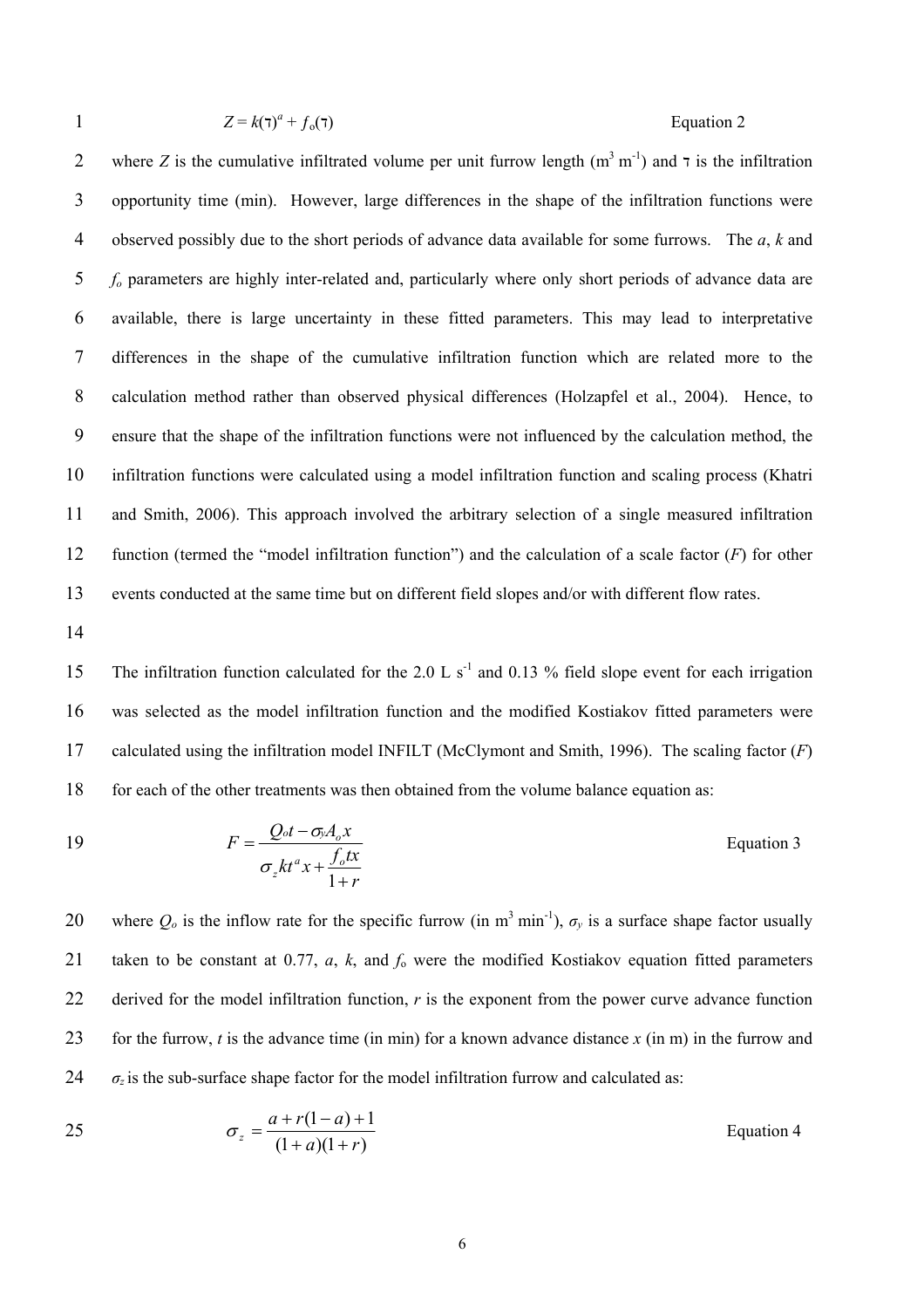$$Z = k(\tau)^a + f_o(\tau) \qquad \text{Equation 2}$$

where $Z$ is the cumulative infiltrated volume per unit furrow length ($m^3 m^{-1}$) and $\tau$ is the infiltration opportunity time (min). However, large differences in the shape of the infiltration functions were observed possibly due to the short periods of advance data available for some furrows. The $a$, $k$ and $f_o$ parameters are highly inter-related and, particularly where only short periods of advance data are available, there is large uncertainty in these fitted parameters. This may lead to interpretative differences in the shape of the cumulative infiltration function which are related more to the calculation method rather than observed physical differences (Holzapfel et al., 2004). Hence, to ensure that the shape of the infiltration functions were not influenced by the calculation method, the infiltration functions were calculated using a model infiltration function and scaling process (Khatri and Smith, 2006). This approach involved the arbitrary selection of a single measured infiltration function (termed the "model infiltration function") and the calculation of a scale factor ($F$) for other events conducted at the same time but on different field slopes and/or with different flow rates.

The infiltration function calculated for the 2.0 L $s^{-1}$ and 0.13 % field slope event for each irrigation was selected as the model infiltration function and the modified Kostiakov fitted parameters were calculated using the infiltration model INFILT (McClymont and Smith, 1996). The scaling factor ($F$) for each of the other treatments was then obtained from the volume balance equation as:

$$F = \frac{Q_o t - \sigma_y A_o x}{\sigma_z k t^a x + \dfrac{f_o t x}{1+r}} \qquad \text{Equation 3}$$

where $Q_o$ is the inflow rate for the specific furrow (in $m^3 min^{-1}$), $\sigma_y$ is a surface shape factor usually taken to be constant at 0.77, $a$, $k$, and $f_o$ were the modified Kostiakov equation fitted parameters derived for the model infiltration function, $r$ is the exponent from the power curve advance function for the furrow, $t$ is the advance time (in min) for a known advance distance $x$ (in m) in the furrow and $\sigma_z$ is the sub-surface shape factor for the model infiltration furrow and calculated as:

$$\sigma_z = \frac{a + r(1-a) + 1}{(1+a)(1+r)} \qquad \text{Equation 4}$$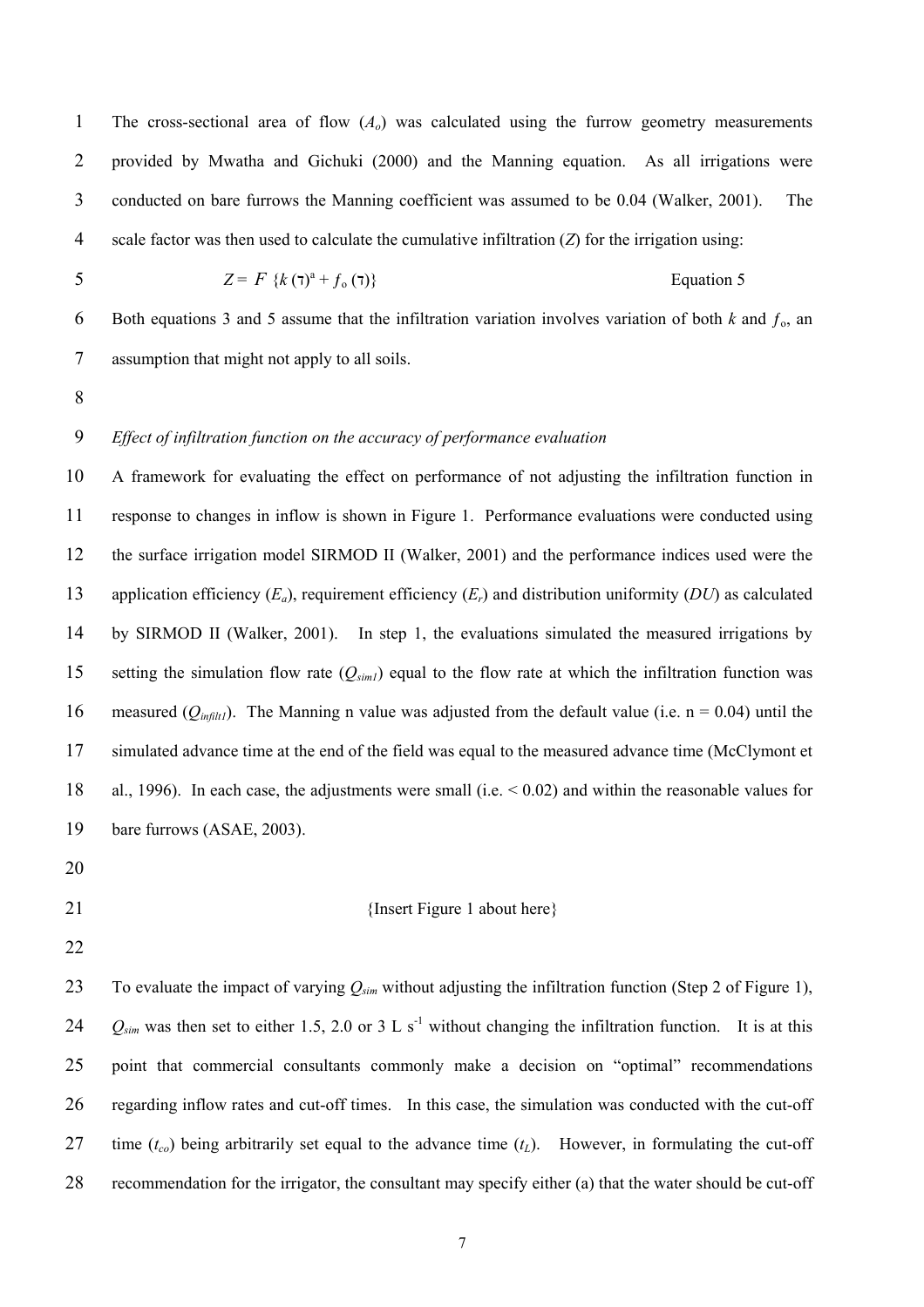The cross-sectional area of flow ($A_o$) was calculated using the furrow geometry measurements provided by Mwatha and Gichuki (2000) and the Manning equation. As all irrigations were conducted on bare furrows the Manning coefficient was assumed to be 0.04 (Walker, 2001). The scale factor was then used to calculate the cumulative infiltration ($Z$) for the irrigation using:

$$Z = F\ \{k\,(\tau)^{a} + f_{o}\,(\tau)\} \qquad \text{Equation 5}$$

Both equations 3 and 5 assume that the infiltration variation involves variation of both $k$ and $f_o$, an assumption that might not apply to all soils.

*Effect of infiltration function on the accuracy of performance evaluation*

A framework for evaluating the effect on performance of not adjusting the infiltration function in response to changes in inflow is shown in Figure 1. Performance evaluations were conducted using the surface irrigation model SIRMOD II (Walker, 2001) and the performance indices used were the application efficiency ($E_a$), requirement efficiency ($E_r$) and distribution uniformity ($DU$) as calculated by SIRMOD II (Walker, 2001). In step 1, the evaluations simulated the measured irrigations by setting the simulation flow rate ($Q_{sim1}$) equal to the flow rate at which the infiltration function was measured ($Q_{infilt1}$). The Manning n value was adjusted from the default value (i.e. n = 0.04) until the simulated advance time at the end of the field was equal to the measured advance time (McClymont et al., 1996). In each case, the adjustments were small (i.e. < 0.02) and within the reasonable values for bare furrows (ASAE, 2003).

{Insert Figure 1 about here}

To evaluate the impact of varying $Q_{sim}$ without adjusting the infiltration function (Step 2 of Figure 1), $Q_{sim}$ was then set to either 1.5, 2.0 or 3 L s$^{-1}$ without changing the infiltration function. It is at this point that commercial consultants commonly make a decision on "optimal" recommendations regarding inflow rates and cut-off times. In this case, the simulation was conducted with the cut-off time ($t_{co}$) being arbitrarily set equal to the advance time ($t_L$). However, in formulating the cut-off recommendation for the irrigator, the consultant may specify either (a) that the water should be cut-off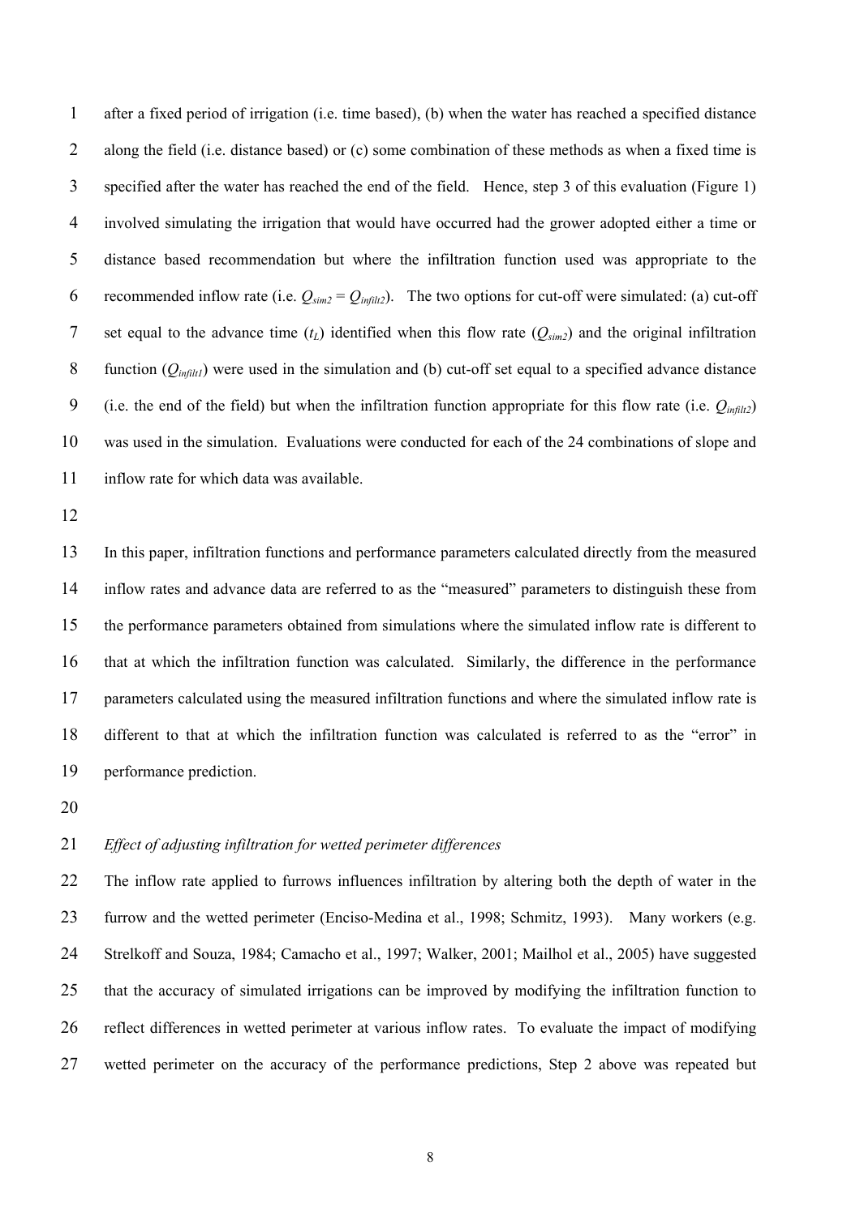after a fixed period of irrigation (i.e. time based), (b) when the water has reached a specified distance along the field (i.e. distance based) or (c) some combination of these methods as when a fixed time is specified after the water has reached the end of the field. Hence, step 3 of this evaluation (Figure 1) involved simulating the irrigation that would have occurred had the grower adopted either a time or distance based recommendation but where the infiltration function used was appropriate to the recommended inflow rate (i.e. $Q_{sim2} = Q_{infilt2}$). The two options for cut-off were simulated: (a) cut-off set equal to the advance time ($t_L$) identified when this flow rate ($Q_{sim2}$) and the original infiltration function ($Q_{infilt1}$) were used in the simulation and (b) cut-off set equal to a specified advance distance (i.e. the end of the field) but when the infiltration function appropriate for this flow rate (i.e. $Q_{infilt2}$) was used in the simulation. Evaluations were conducted for each of the 24 combinations of slope and inflow rate for which data was available.

In this paper, infiltration functions and performance parameters calculated directly from the measured inflow rates and advance data are referred to as the "measured" parameters to distinguish these from the performance parameters obtained from simulations where the simulated inflow rate is different to that at which the infiltration function was calculated. Similarly, the difference in the performance parameters calculated using the measured infiltration functions and where the simulated inflow rate is different to that at which the infiltration function was calculated is referred to as the "error" in performance prediction.

*Effect of adjusting infiltration for wetted perimeter differences*

The inflow rate applied to furrows influences infiltration by altering both the depth of water in the furrow and the wetted perimeter (Enciso-Medina et al., 1998; Schmitz, 1993). Many workers (e.g. Strelkoff and Souza, 1984; Camacho et al., 1997; Walker, 2001; Mailhol et al., 2005) have suggested that the accuracy of simulated irrigations can be improved by modifying the infiltration function to reflect differences in wetted perimeter at various inflow rates. To evaluate the impact of modifying wetted perimeter on the accuracy of the performance predictions, Step 2 above was repeated but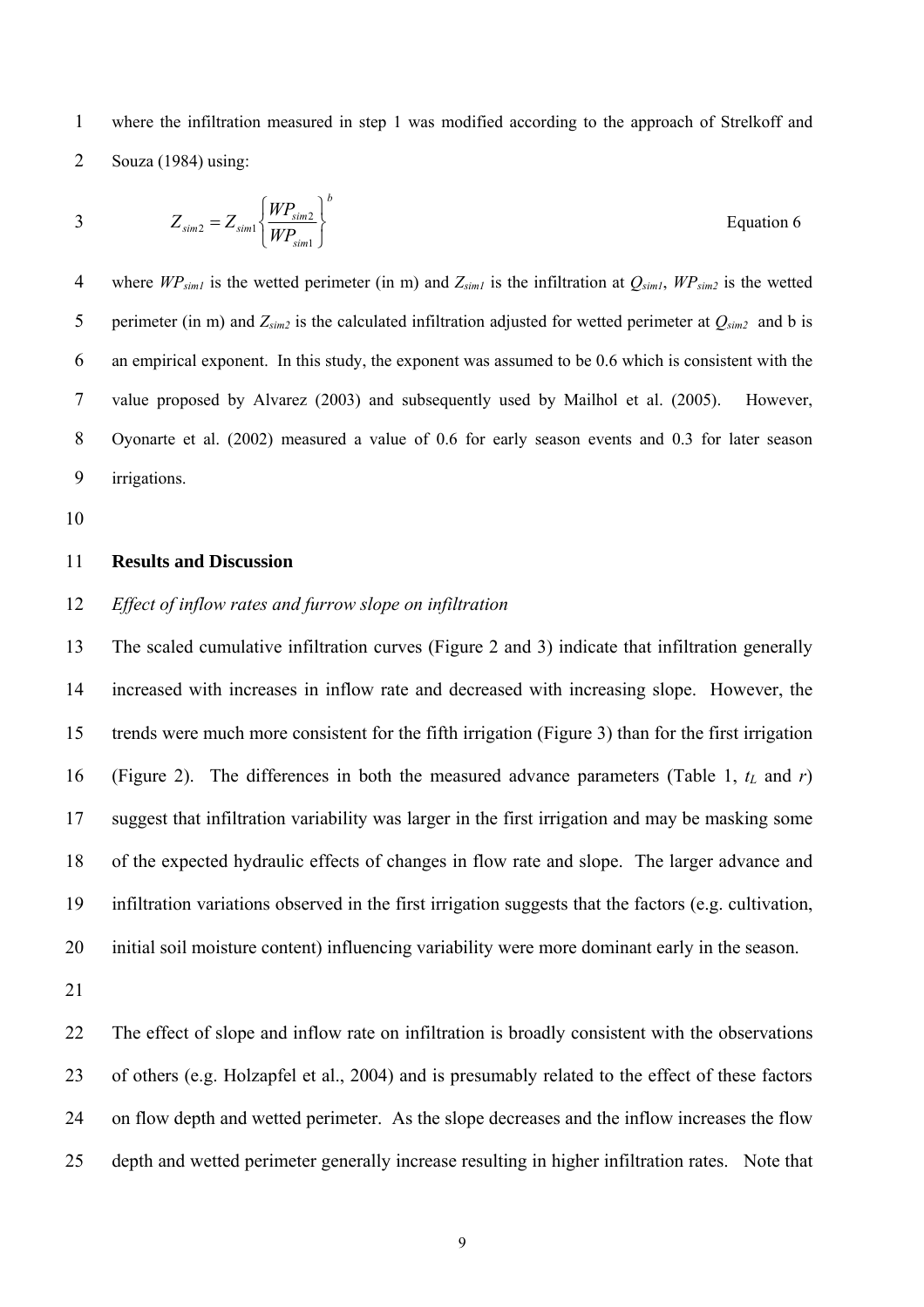where the infiltration measured in step 1 was modified according to the approach of Strelkoff and Souza (1984) using:

$$Z_{sim2} = Z_{sim1}\left\{\frac{WP_{sim2}}{WP_{sim1}}\right\}^{b} \qquad \text{Equation 6}$$

where $WP_{sim1}$ is the wetted perimeter (in m) and $Z_{sim1}$ is the infiltration at $Q_{sim1}$, $WP_{sim2}$ is the wetted perimeter (in m) and $Z_{sim2}$ is the calculated infiltration adjusted for wetted perimeter at $Q_{sim2}$ and b is an empirical exponent. In this study, the exponent was assumed to be 0.6 which is consistent with the value proposed by Alvarez (2003) and subsequently used by Mailhol et al. (2005). However, Oyonarte et al. (2002) measured a value of 0.6 for early season events and 0.3 for later season irrigations.

## Results and Discussion

### *Effect of inflow rates and furrow slope on infiltration*

The scaled cumulative infiltration curves (Figure 2 and 3) indicate that infiltration generally increased with increases in inflow rate and decreased with increasing slope. However, the trends were much more consistent for the fifth irrigation (Figure 3) than for the first irrigation (Figure 2). The differences in both the measured advance parameters (Table 1, $t_L$ and $r$) suggest that infiltration variability was larger in the first irrigation and may be masking some of the expected hydraulic effects of changes in flow rate and slope. The larger advance and infiltration variations observed in the first irrigation suggests that the factors (e.g. cultivation, initial soil moisture content) influencing variability were more dominant early in the season.

The effect of slope and inflow rate on infiltration is broadly consistent with the observations of others (e.g. Holzapfel et al., 2004) and is presumably related to the effect of these factors on flow depth and wetted perimeter. As the slope decreases and the inflow increases the flow depth and wetted perimeter generally increase resulting in higher infiltration rates. Note that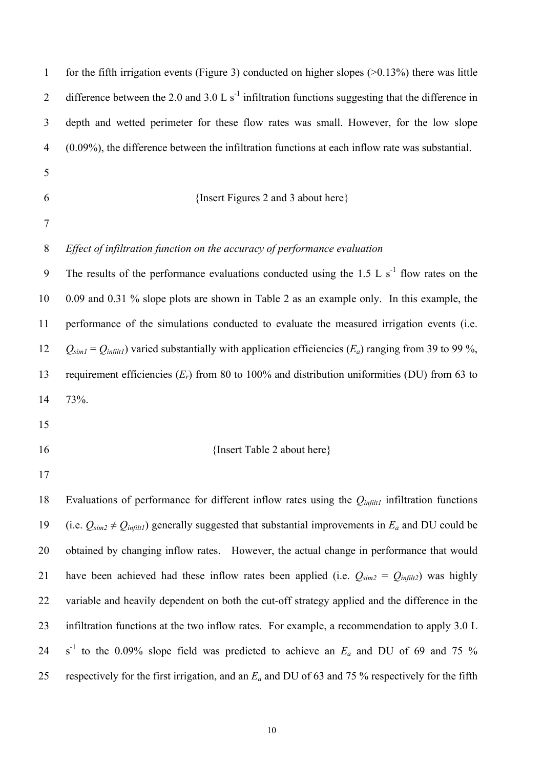for the fifth irrigation events (Figure 3) conducted on higher slopes (>0.13%) there was little difference between the 2.0 and 3.0 L $s^{-1}$ infiltration functions suggesting that the difference in depth and wetted perimeter for these flow rates was small. However, for the low slope (0.09%), the difference between the infiltration functions at each inflow rate was substantial.

{Insert Figures 2 and 3 about here}

*Effect of infiltration function on the accuracy of performance evaluation*

The results of the performance evaluations conducted using the 1.5 L $s^{-1}$ flow rates on the 0.09 and 0.31 % slope plots are shown in Table 2 as an example only. In this example, the performance of the simulations conducted to evaluate the measured irrigation events (i.e. $Q_{sim1} = Q_{infilt1}$) varied substantially with application efficiencies ($E_a$) ranging from 39 to 99 %, requirement efficiencies ($E_r$) from 80 to 100% and distribution uniformities (DU) from 63 to 73%.

{Insert Table 2 about here}

Evaluations of performance for different inflow rates using the $Q_{infilt1}$ infiltration functions (i.e. $Q_{sim2} \neq Q_{infilt1}$) generally suggested that substantial improvements in $E_a$ and DU could be obtained by changing inflow rates. However, the actual change in performance that would have been achieved had these inflow rates been applied (i.e. $Q_{sim2} = Q_{infilt2}$) was highly variable and heavily dependent on both the cut-off strategy applied and the difference in the infiltration functions at the two inflow rates. For example, a recommendation to apply 3.0 L $s^{-1}$ to the 0.09% slope field was predicted to achieve an $E_a$ and DU of 69 and 75 % respectively for the first irrigation, and an $E_a$ and DU of 63 and 75 % respectively for the fifth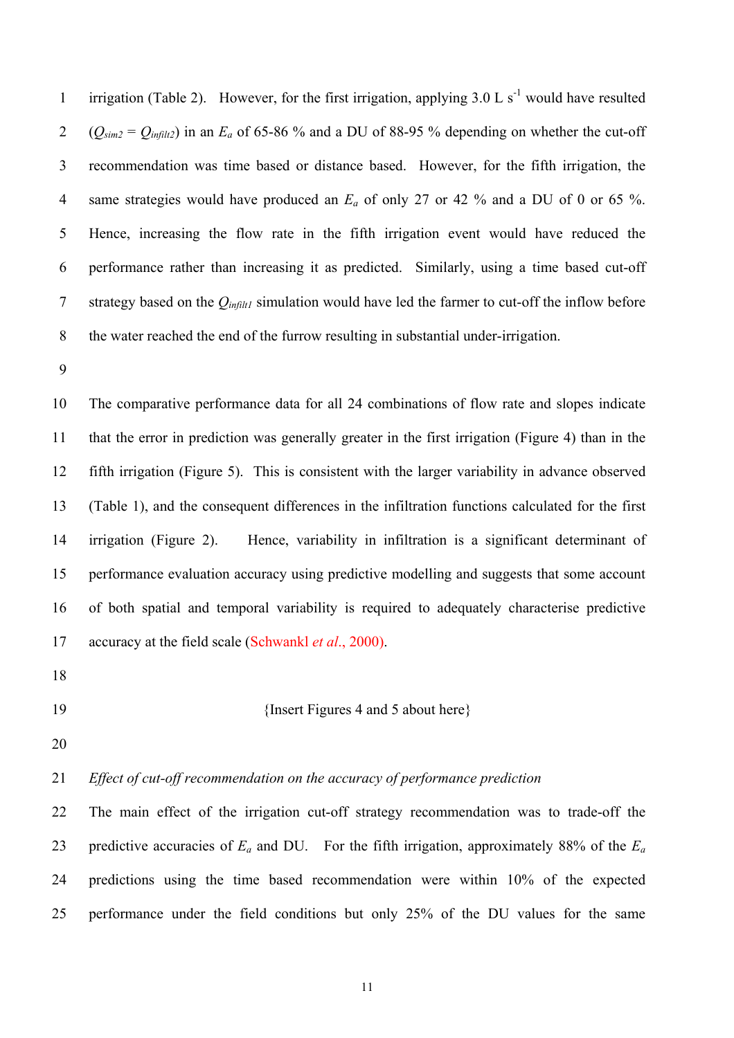irrigation (Table 2). However, for the first irrigation, applying 3.0 L s$^{-1}$ would have resulted ($Q_{sim2} = Q_{infilt2}$) in an $E_a$ of 65-86 % and a DU of 88-95 % depending on whether the cut-off recommendation was time based or distance based. However, for the fifth irrigation, the same strategies would have produced an $E_a$ of only 27 or 42 % and a DU of 0 or 65 %. Hence, increasing the flow rate in the fifth irrigation event would have reduced the performance rather than increasing it as predicted. Similarly, using a time based cut-off strategy based on the $Q_{infilt1}$ simulation would have led the farmer to cut-off the inflow before the water reached the end of the furrow resulting in substantial under-irrigation.

The comparative performance data for all 24 combinations of flow rate and slopes indicate that the error in prediction was generally greater in the first irrigation (Figure 4) than in the fifth irrigation (Figure 5). This is consistent with the larger variability in advance observed (Table 1), and the consequent differences in the infiltration functions calculated for the first irrigation (Figure 2). Hence, variability in infiltration is a significant determinant of performance evaluation accuracy using predictive modelling and suggests that some account of both spatial and temporal variability is required to adequately characterise predictive accuracy at the field scale (Schwankl *et al*., 2000).

{Insert Figures 4 and 5 about here}

*Effect of cut-off recommendation on the accuracy of performance prediction*

The main effect of the irrigation cut-off strategy recommendation was to trade-off the predictive accuracies of $E_a$ and DU. For the fifth irrigation, approximately 88% of the $E_a$ predictions using the time based recommendation were within 10% of the expected performance under the field conditions but only 25% of the DU values for the same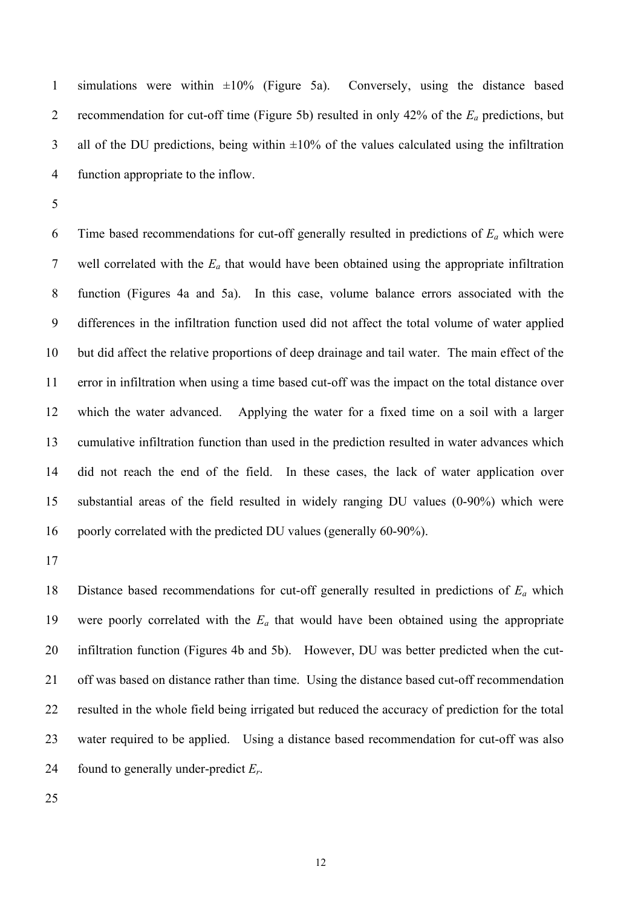simulations were within ±10% (Figure 5a). Conversely, using the distance based recommendation for cut-off time (Figure 5b) resulted in only 42% of the $E_a$ predictions, but all of the DU predictions, being within ±10% of the values calculated using the infiltration function appropriate to the inflow.

Time based recommendations for cut-off generally resulted in predictions of $E_a$ which were well correlated with the $E_a$ that would have been obtained using the appropriate infiltration function (Figures 4a and 5a). In this case, volume balance errors associated with the differences in the infiltration function used did not affect the total volume of water applied but did affect the relative proportions of deep drainage and tail water. The main effect of the error in infiltration when using a time based cut-off was the impact on the total distance over which the water advanced. Applying the water for a fixed time on a soil with a larger cumulative infiltration function than used in the prediction resulted in water advances which did not reach the end of the field. In these cases, the lack of water application over substantial areas of the field resulted in widely ranging DU values (0-90%) which were poorly correlated with the predicted DU values (generally 60-90%).

Distance based recommendations for cut-off generally resulted in predictions of $E_a$ which were poorly correlated with the $E_a$ that would have been obtained using the appropriate infiltration function (Figures 4b and 5b). However, DU was better predicted when the cut-off was based on distance rather than time. Using the distance based cut-off recommendation resulted in the whole field being irrigated but reduced the accuracy of prediction for the total water required to be applied. Using a distance based recommendation for cut-off was also found to generally under-predict $E_r$.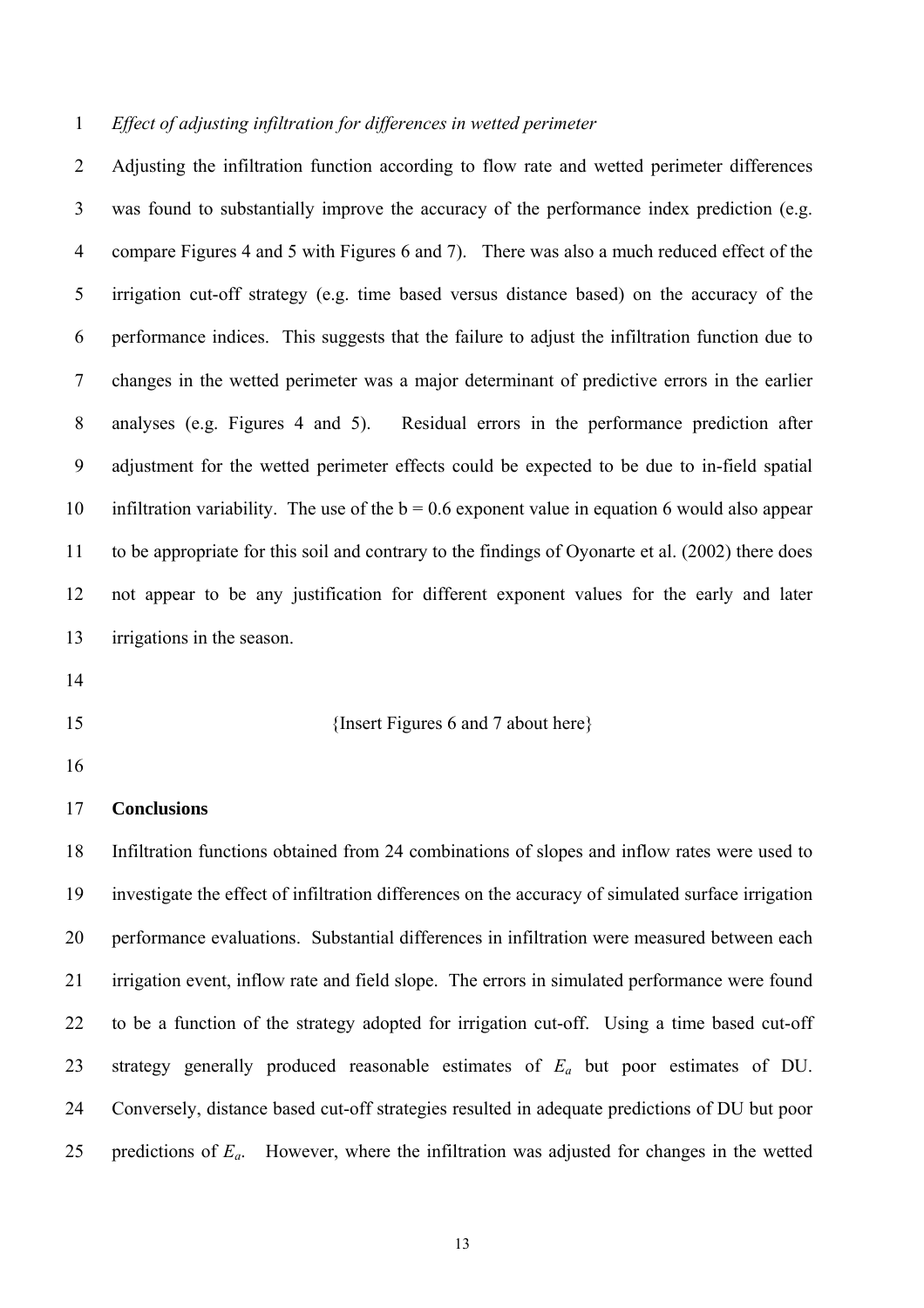*Effect of adjusting infiltration for differences in wetted perimeter*

Adjusting the infiltration function according to flow rate and wetted perimeter differences was found to substantially improve the accuracy of the performance index prediction (e.g. compare Figures 4 and 5 with Figures 6 and 7). There was also a much reduced effect of the irrigation cut-off strategy (e.g. time based versus distance based) on the accuracy of the performance indices. This suggests that the failure to adjust the infiltration function due to changes in the wetted perimeter was a major determinant of predictive errors in the earlier analyses (e.g. Figures 4 and 5). Residual errors in the performance prediction after adjustment for the wetted perimeter effects could be expected to be due to in-field spatial infiltration variability. The use of the $b = 0.6$ exponent value in equation 6 would also appear to be appropriate for this soil and contrary to the findings of Oyonarte et al. (2002) there does not appear to be any justification for different exponent values for the early and later irrigations in the season.

{Insert Figures 6 and 7 about here}

## Conclusions

Infiltration functions obtained from 24 combinations of slopes and inflow rates were used to investigate the effect of infiltration differences on the accuracy of simulated surface irrigation performance evaluations. Substantial differences in infiltration were measured between each irrigation event, inflow rate and field slope. The errors in simulated performance were found to be a function of the strategy adopted for irrigation cut-off. Using a time based cut-off strategy generally produced reasonable estimates of $E_a$ but poor estimates of DU. Conversely, distance based cut-off strategies resulted in adequate predictions of DU but poor predictions of $E_a$. However, where the infiltration was adjusted for changes in the wetted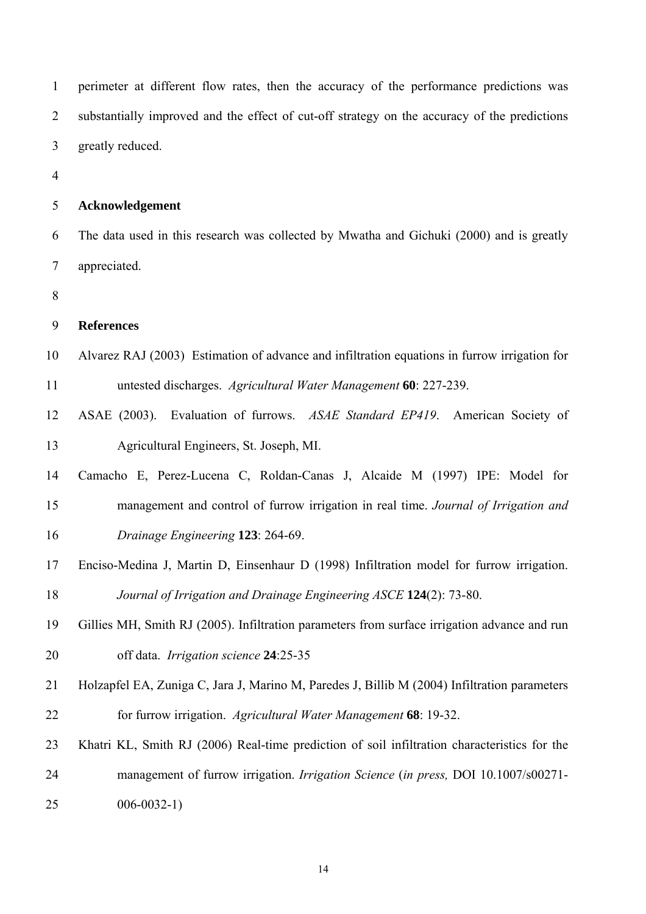perimeter at different flow rates, then the accuracy of the performance predictions was substantially improved and the effect of cut-off strategy on the accuracy of the predictions greatly reduced.

## Acknowledgement

The data used in this research was collected by Mwatha and Gichuki (2000) and is greatly appreciated.

## References

Alvarez RAJ (2003) Estimation of advance and infiltration equations in furrow irrigation for untested discharges. *Agricultural Water Management* **60**: 227-239.

ASAE (2003). Evaluation of furrows. *ASAE Standard EP419*. American Society of Agricultural Engineers, St. Joseph, MI.

Camacho E, Perez-Lucena C, Roldan-Canas J, Alcaide M (1997) IPE: Model for management and control of furrow irrigation in real time. *Journal of Irrigation and Drainage Engineering* **123**: 264-69.

Enciso-Medina J, Martin D, Einsenhaur D (1998) Infiltration model for furrow irrigation. *Journal of Irrigation and Drainage Engineering ASCE* **124**(2): 73-80.

Gillies MH, Smith RJ (2005). Infiltration parameters from surface irrigation advance and run off data. *Irrigation science* **24**:25-35

Holzapfel EA, Zuniga C, Jara J, Marino M, Paredes J, Billib M (2004) Infiltration parameters for furrow irrigation. *Agricultural Water Management* **68**: 19-32.

Khatri KL, Smith RJ (2006) Real-time prediction of soil infiltration characteristics for the management of furrow irrigation. *Irrigation Science* (*in press,* DOI 10.1007/s00271-006-0032-1)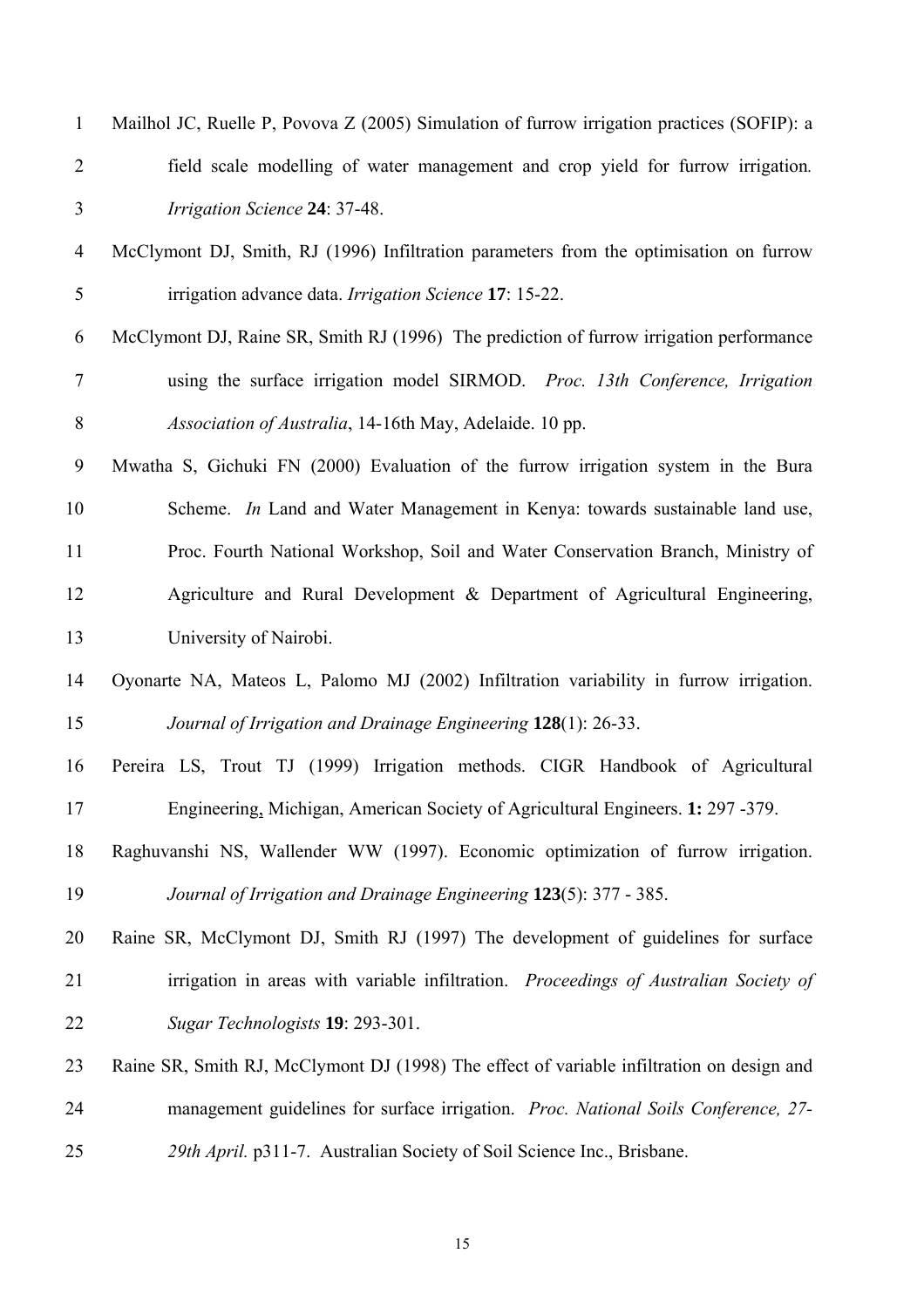Mailhol JC, Ruelle P, Povova Z (2005) Simulation of furrow irrigation practices (SOFIP): a field scale modelling of water management and crop yield for furrow irrigation*.* *Irrigation Science* **24**: 37-48.

McClymont DJ, Smith, RJ (1996) Infiltration parameters from the optimisation on furrow irrigation advance data. *Irrigation Science* **17**: 15-22.

McClymont DJ, Raine SR, Smith RJ (1996) The prediction of furrow irrigation performance using the surface irrigation model SIRMOD. *Proc. 13th Conference, Irrigation Association of Australia*, 14-16th May, Adelaide. 10 pp.

Mwatha S, Gichuki FN (2000) Evaluation of the furrow irrigation system in the Bura Scheme. *In* Land and Water Management in Kenya: towards sustainable land use, Proc. Fourth National Workshop, Soil and Water Conservation Branch, Ministry of Agriculture and Rural Development & Department of Agricultural Engineering, University of Nairobi.

Oyonarte NA, Mateos L, Palomo MJ (2002) Infiltration variability in furrow irrigation. *Journal of Irrigation and Drainage Engineering* **128**(1): 26-33.

Pereira LS, Trout TJ (1999) Irrigation methods. CIGR Handbook of Agricultural Engineering, Michigan, American Society of Agricultural Engineers. **1:** 297 -379.

Raghuvanshi NS, Wallender WW (1997). Economic optimization of furrow irrigation. *Journal of Irrigation and Drainage Engineering* **123**(5): 377 - 385.

Raine SR, McClymont DJ, Smith RJ (1997) The development of guidelines for surface irrigation in areas with variable infiltration. *Proceedings of Australian Society of Sugar Technologists* **19**: 293-301.

Raine SR, Smith RJ, McClymont DJ (1998) The effect of variable infiltration on design and management guidelines for surface irrigation. *Proc. National Soils Conference, 27-29th April.* p311-7. Australian Society of Soil Science Inc., Brisbane.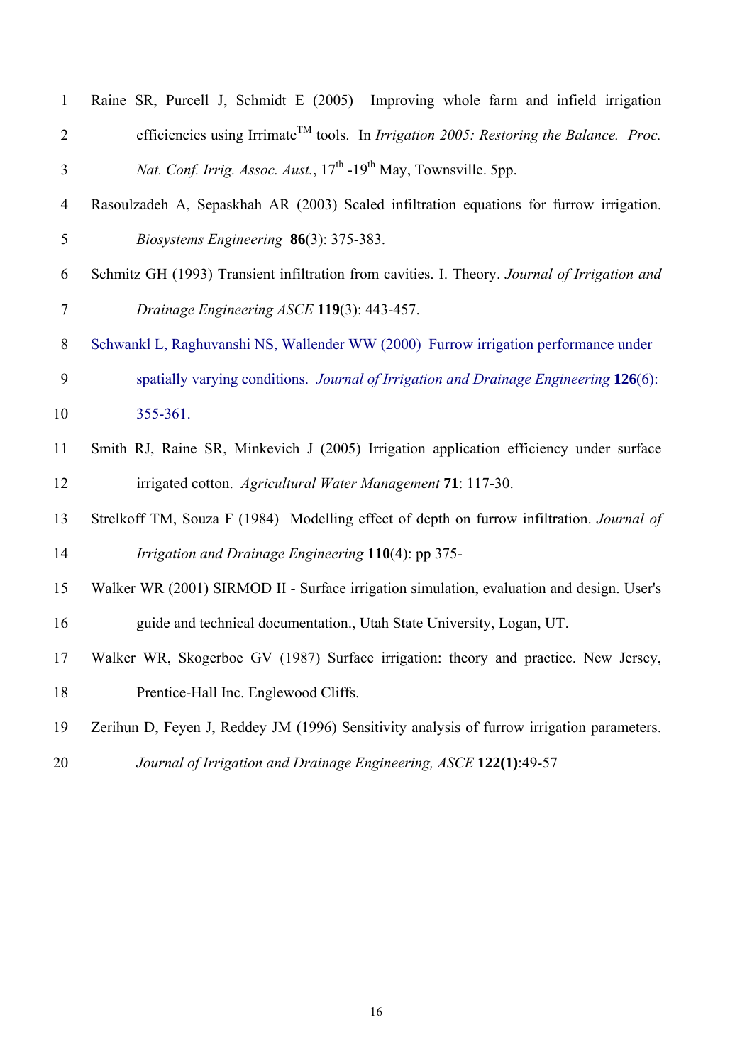Raine SR, Purcell J, Schmidt E (2005) Improving whole farm and infield irrigation efficiencies using Irrimate™ tools. In *Irrigation 2005: Restoring the Balance. Proc. Nat. Conf. Irrig. Assoc. Aust.*, 17th -19th May, Townsville. 5pp.

Rasoulzadeh A, Sepaskhah AR (2003) Scaled infiltration equations for furrow irrigation. *Biosystems Engineering* **86**(3): 375-383.

Schmitz GH (1993) Transient infiltration from cavities. I. Theory. *Journal of Irrigation and Drainage Engineering ASCE* **119**(3): 443-457.

Schwankl L, Raghuvanshi NS, Wallender WW (2000) Furrow irrigation performance under spatially varying conditions. *Journal of Irrigation and Drainage Engineering* **126**(6): 355-361.

Smith RJ, Raine SR, Minkevich J (2005) Irrigation application efficiency under surface irrigated cotton. *Agricultural Water Management* **71**: 117-30.

Strelkoff TM, Souza F (1984) Modelling effect of depth on furrow infiltration. *Journal of Irrigation and Drainage Engineering* **110**(4): pp 375-

Walker WR (2001) SIRMOD II - Surface irrigation simulation, evaluation and design. User's guide and technical documentation., Utah State University, Logan, UT.

Walker WR, Skogerboe GV (1987) Surface irrigation: theory and practice. New Jersey, Prentice-Hall Inc. Englewood Cliffs.

Zerihun D, Feyen J, Reddey JM (1996) Sensitivity analysis of furrow irrigation parameters. *Journal of Irrigation and Drainage Engineering, ASCE* **122(1)**:49-57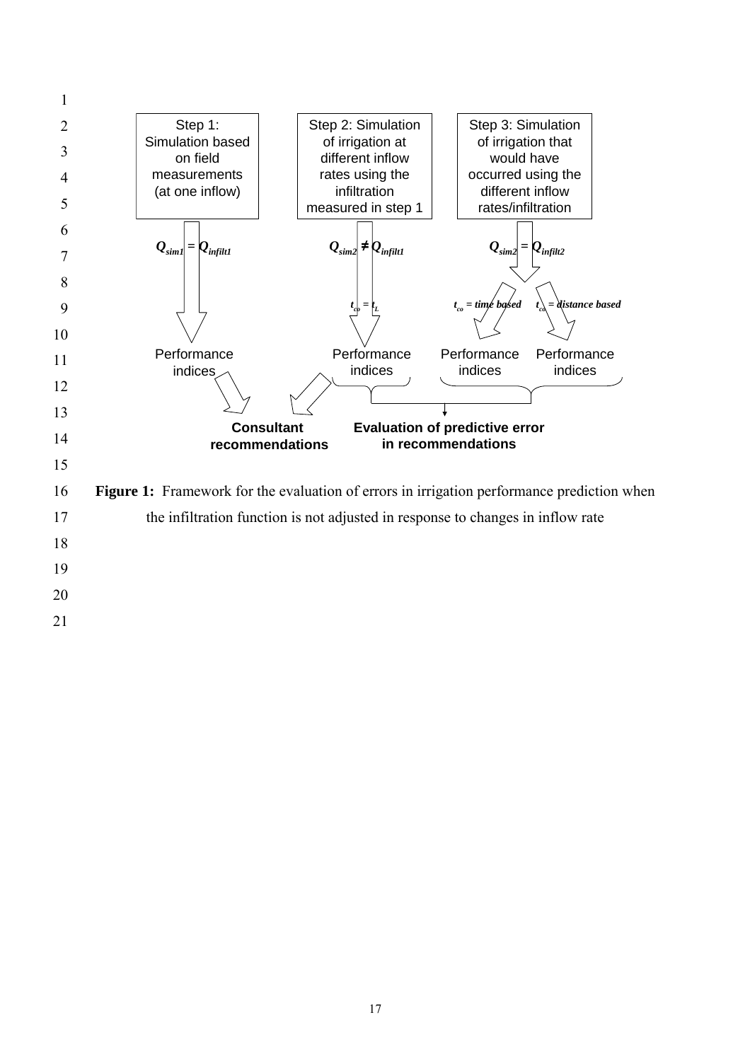Step 1: Simulation based on field measurements (at one inflow)

Step 2: Simulation of irrigation at different inflow rates using the infiltration measured in step 1

Step 3: Simulation of irrigation that would have occurred using the different inflow rates/infiltration

$Q_{sim1} = Q_{infilt1}$

$Q_{sim2} \neq Q_{infilt1}$

$Q_{sim2} = Q_{infilt2}$

$t_{co} = t_L$

$t_{co}$ = *time based*

$t_{co}$ = *distance based*

Performance indices

Performance indices

Performance indices

Performance indices

**Consultant recommendations**

**Evaluation of predictive error in recommendations**

**Figure 1:** Framework for the evaluation of errors in irrigation performance prediction when the infiltration function is not adjusted in response to changes in inflow rate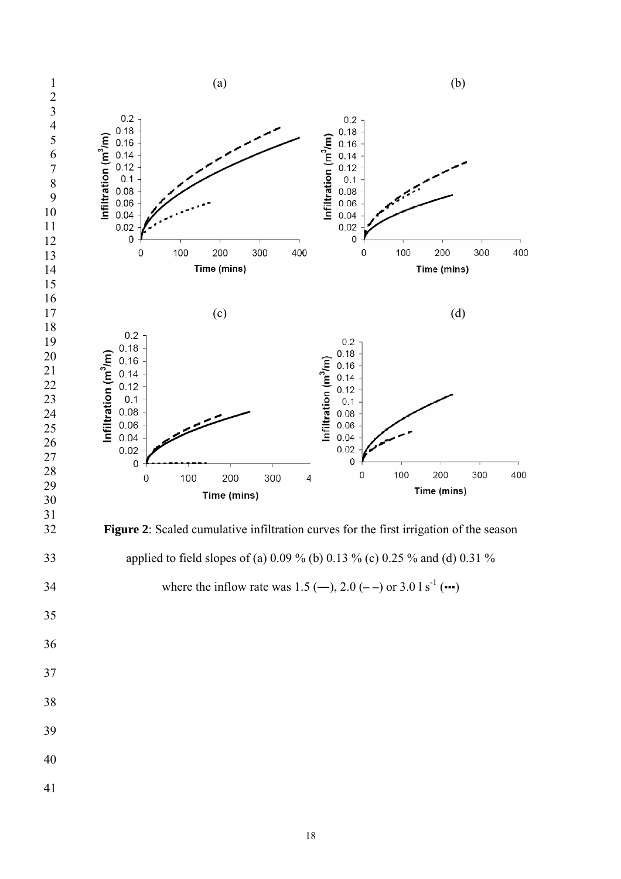**Figure 2**: Scaled cumulative infiltration curves for the first irrigation of the season applied to field slopes of (a) 0.09 % (b) 0.13 % (c) 0.25 % and (d) 0.31 % where the inflow rate was 1.5 (—), 2.0 (– –) or 3.0 l $s^{-1}$ (▪▪▪)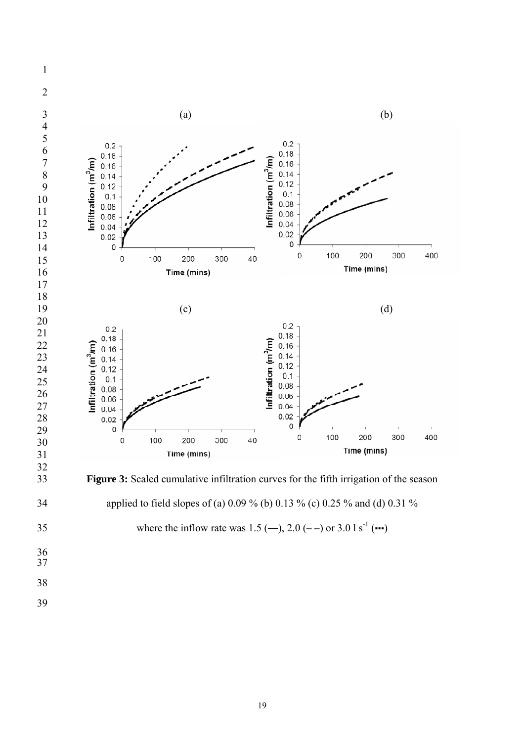(a) (b)

(c) (d)

**Figure 3:** Scaled cumulative infiltration curves for the fifth irrigation of the season applied to field slopes of (a) 0.09 % (b) 0.13 % (c) 0.25 % and (d) 0.31 % where the inflow rate was 1.5 (—), 2.0 (– –) or 3.0 l s$^{-1}$ (▪▪▪)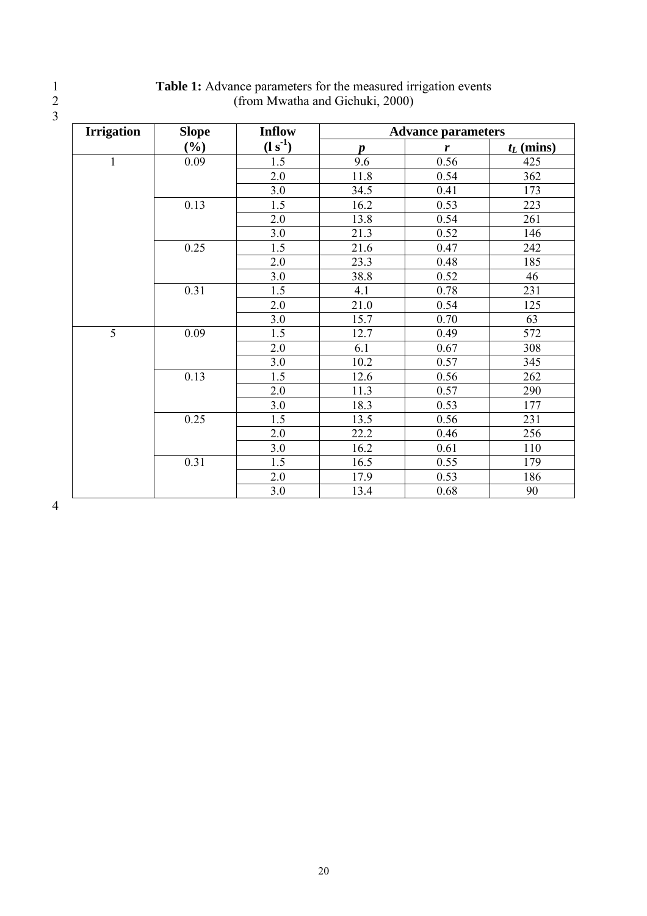**Table 1:** Advance parameters for the measured irrigation events (from Mwatha and Gichuki, 2000)

| Irrigation | Slope (%) | Inflow ($l\ s^{-1}$) | Advance parameters | | |
|---|---|---|---|---|---|
| | | | $p$ | $r$ | $t_L$ (mins) |
| 1 | 0.09 | 1.5 | 9.6 | 0.56 | 425 |
| | | 2.0 | 11.8 | 0.54 | 362 |
| | | 3.0 | 34.5 | 0.41 | 173 |
| | 0.13 | 1.5 | 16.2 | 0.53 | 223 |
| | | 2.0 | 13.8 | 0.54 | 261 |
| | | 3.0 | 21.3 | 0.52 | 146 |
| | 0.25 | 1.5 | 21.6 | 0.47 | 242 |
| | | 2.0 | 23.3 | 0.48 | 185 |
| | | 3.0 | 38.8 | 0.52 | 46 |
| | 0.31 | 1.5 | 4.1 | 0.78 | 231 |
| | | 2.0 | 21.0 | 0.54 | 125 |
| | | 3.0 | 15.7 | 0.70 | 63 |
| 5 | 0.09 | 1.5 | 12.7 | 0.49 | 572 |
| | | 2.0 | 6.1 | 0.67 | 308 |
| | | 3.0 | 10.2 | 0.57 | 345 |
| | 0.13 | 1.5 | 12.6 | 0.56 | 262 |
| | | 2.0 | 11.3 | 0.57 | 290 |
| | | 3.0 | 18.3 | 0.53 | 177 |
| | 0.25 | 1.5 | 13.5 | 0.56 | 231 |
| | | 2.0 | 22.2 | 0.46 | 256 |
| | | 3.0 | 16.2 | 0.61 | 110 |
| | 0.31 | 1.5 | 16.5 | 0.55 | 179 |
| | | 2.0 | 17.9 | 0.53 | 186 |
| | | 3.0 | 13.4 | 0.68 | 90 |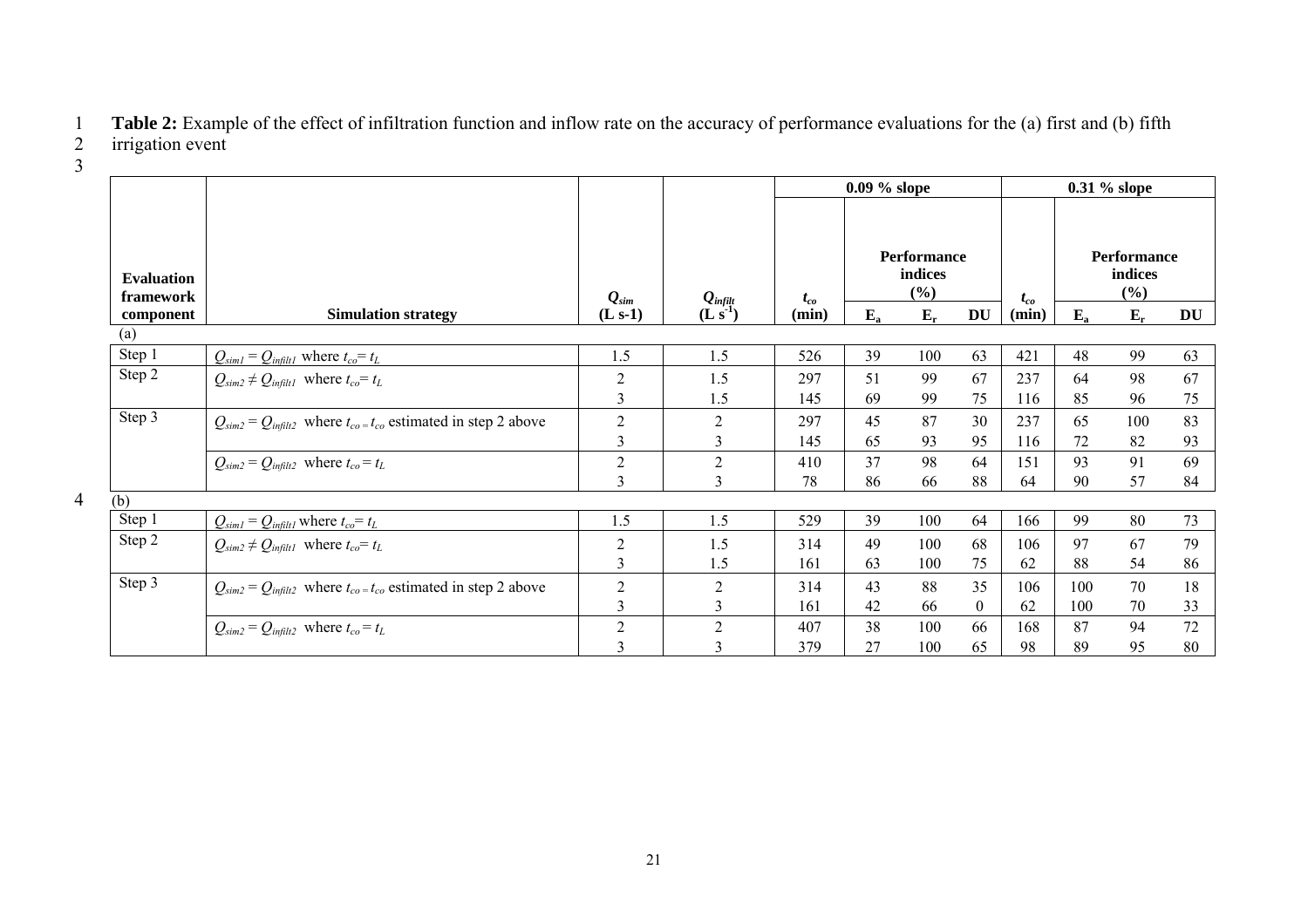**Table 2:** Example of the effect of infiltration function and inflow rate on the accuracy of performance evaluations for the (a) first and (b) fifth irrigation event

| Evaluation framework component | Simulation strategy | $Q_{sim}$ (L s-1) | $Q_{infilt}$ ($L s^{-1}$) | 0.09 % slope | | | | 0.31 % slope | | | |
|---|---|---|---|---|---|---|---|---|---|---|---|
| | | | | $t_{co}$ (min) | Performance indices (%) | | | $t_{co}$ (min) | Performance indices (%) | | |
| | | | | | $E_a$ | $E_r$ | DU | | $E_a$ | $E_r$ | DU |
| (a) | | | | | | | | | | | |
| Step 1 | $Q_{sim1} = Q_{infilt1}$ where $t_{co} = t_L$ | 1.5 | 1.5 | 526 | 39 | 100 | 63 | 421 | 48 | 99 | 63 |
| Step 2 | $Q_{sim2} \neq Q_{infilt1}$ where $t_{co} = t_L$ | 2 | 1.5 | 297 | 51 | 99 | 67 | 237 | 64 | 98 | 67 |
| | | 3 | 1.5 | 145 | 69 | 99 | 75 | 116 | 85 | 96 | 75 |
| Step 3 | $Q_{sim2} = Q_{infilt2}$ where $t_{co} = t_{co}$ estimated in step 2 above | 2 | 2 | 297 | 45 | 87 | 30 | 237 | 65 | 100 | 83 |
| | | 3 | 3 | 145 | 65 | 93 | 95 | 116 | 72 | 82 | 93 |
| | $Q_{sim2} = Q_{infilt2}$ where $t_{co} = t_L$ | 2 | 2 | 410 | 37 | 98 | 64 | 151 | 93 | 91 | 69 |
| | | 3 | 3 | 78 | 86 | 66 | 88 | 64 | 90 | 57 | 84 |
| (b) | | | | | | | | | | | |
| Step 1 | $Q_{sim1} = Q_{infilt1}$ where $t_{co} = t_L$ | 1.5 | 1.5 | 529 | 39 | 100 | 64 | 166 | 99 | 80 | 73 |
| Step 2 | $Q_{sim2} \neq Q_{infilt1}$ where $t_{co} = t_L$ | 2 | 1.5 | 314 | 49 | 100 | 68 | 106 | 97 | 67 | 79 |
| | | 3 | 1.5 | 161 | 63 | 100 | 75 | 62 | 88 | 54 | 86 |
| Step 3 | $Q_{sim2} = Q_{infilt2}$ where $t_{co} = t_{co}$ estimated in step 2 above | 2 | 2 | 314 | 43 | 88 | 35 | 106 | 100 | 70 | 18 |
| | | 3 | 3 | 161 | 42 | 66 | 0 | 62 | 100 | 70 | 33 |
| | $Q_{sim2} = Q_{infilt2}$ where $t_{co} = t_L$ | 2 | 2 | 407 | 38 | 100 | 66 | 168 | 87 | 94 | 72 |
| | | 3 | 3 | 379 | 27 | 100 | 65 | 98 | 89 | 95 | 80 |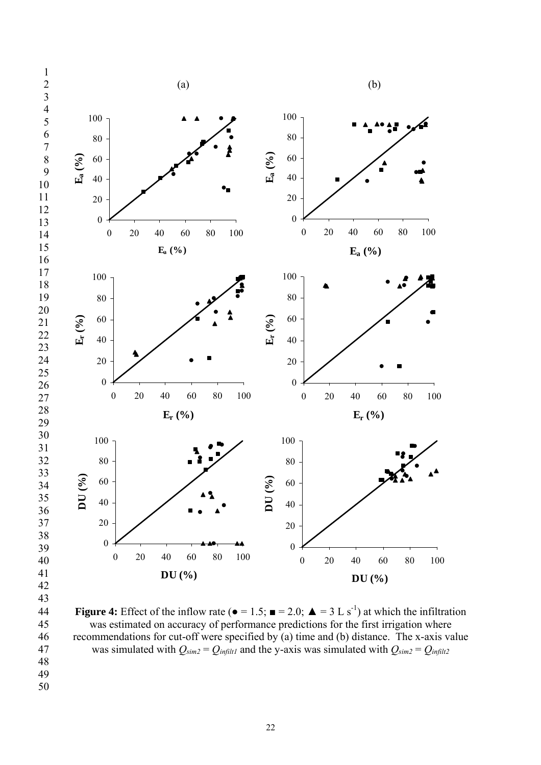(a) (b)

**Figure 4:** Effect of the inflow rate (● = 1.5; ■ = 2.0; ▲ = 3 L s$^{-1}$) at which the infiltration was estimated on accuracy of performance predictions for the first irrigation where recommendations for cut-off were specified by (a) time and (b) distance. The x-axis value was simulated with $Q_{sim2} = Q_{infilt1}$ and the y-axis was simulated with $Q_{sim2} = Q_{infilt2}$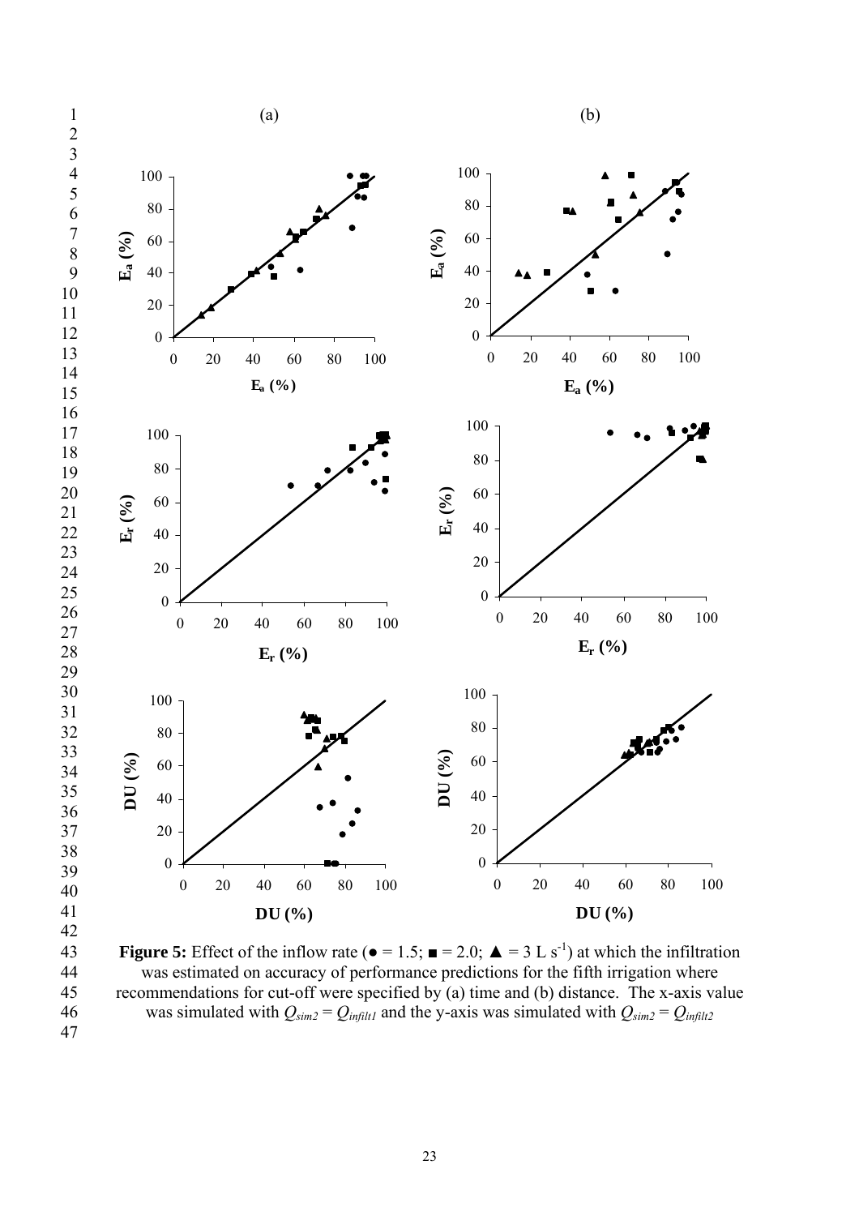**Figure 5:** Effect of the inflow rate (● = 1.5; ■ = 2.0; ▲ = 3 L s$^{-1}$) at which the infiltration was estimated on accuracy of performance predictions for the fifth irrigation where recommendations for cut-off were specified by (a) time and (b) distance. The x-axis value was simulated with $Q_{sim2} = Q_{infilt1}$ and the y-axis was simulated with $Q_{sim2} = Q_{infilt2}$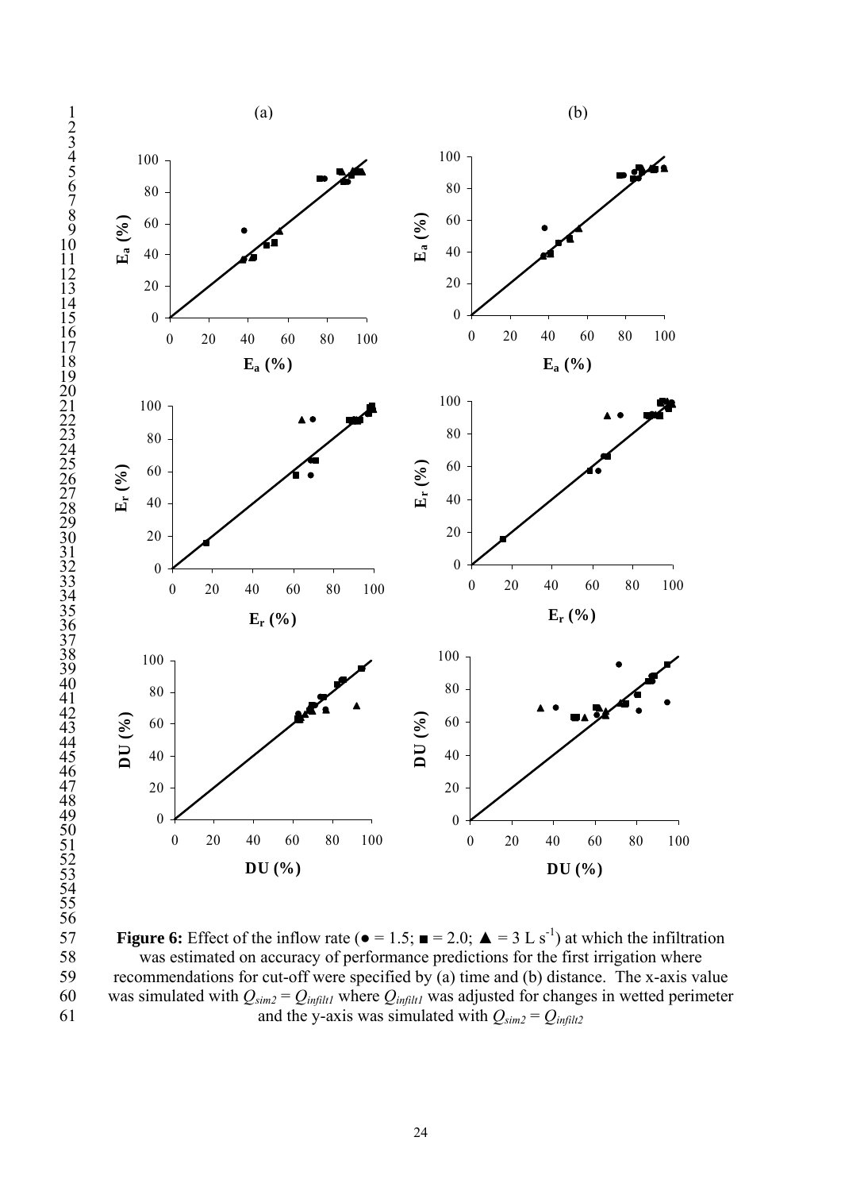**Figure 6:** Effect of the inflow rate (● = 1.5; ■ = 2.0; ▲ = 3 L s$^{-1}$) at which the infiltration was estimated on accuracy of performance predictions for the first irrigation where recommendations for cut-off were specified by (a) time and (b) distance. The x-axis value was simulated with $Q_{sim2} = Q_{infilt1}$ where $Q_{infilt1}$ was adjusted for changes in wetted perimeter and the y-axis was simulated with $Q_{sim2} = Q_{infilt2}$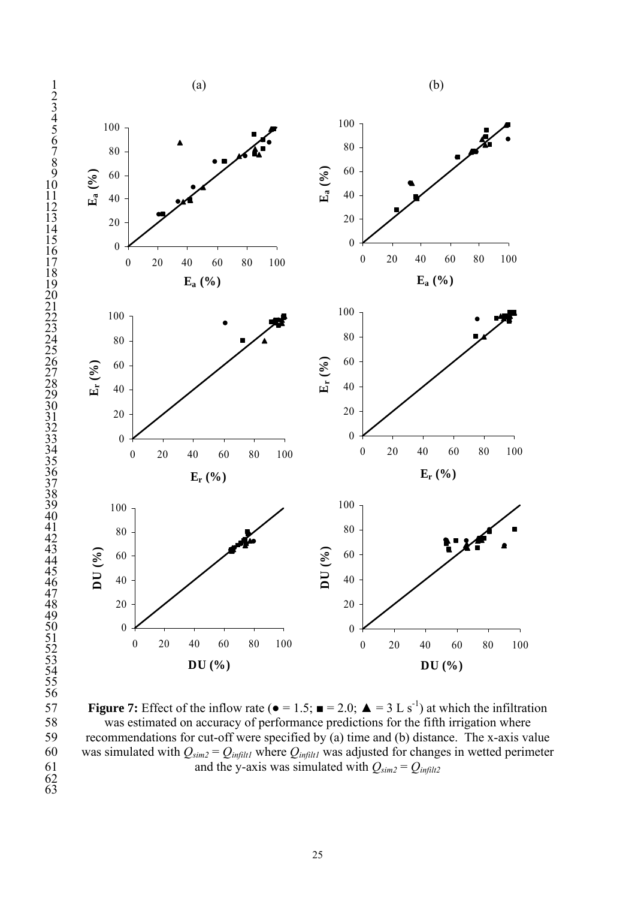(a)

(b)

100
80
60
40
20
0

$E_a$ (%)

0 20 40 60 80 100

$E_a$ (%)

100
80
60
40
20
0

$E_a$ (%)

0 20 40 60 80 100

$E_a$ (%)

100
80
60
40
20
0

$E_r$ (%)

0 20 40 60 80 100

$E_r$ (%)

100
80
60
40
20
0

$E_r$ (%)

0 20 40 60 80 100

$E_r$ (%)

100
80
60
40
20
0

DU (%)

0 20 40 60 80 100

DU (%)

100
80
60
40
20
0

DU (%)

0 20 40 60 80 100

DU (%)

**Figure 7:** Effect of the inflow rate (● = 1.5; ■ = 2.0; ▲ = 3 L s$^{-1}$) at which the infiltration was estimated on accuracy of performance predictions for the fifth irrigation where recommendations for cut-off were specified by (a) time and (b) distance. The x-axis value was simulated with $Q_{sim2} = Q_{infilt1}$ where $Q_{infilt1}$ was adjusted for changes in wetted perimeter and the y-axis was simulated with $Q_{sim2} = Q_{infilt2}$